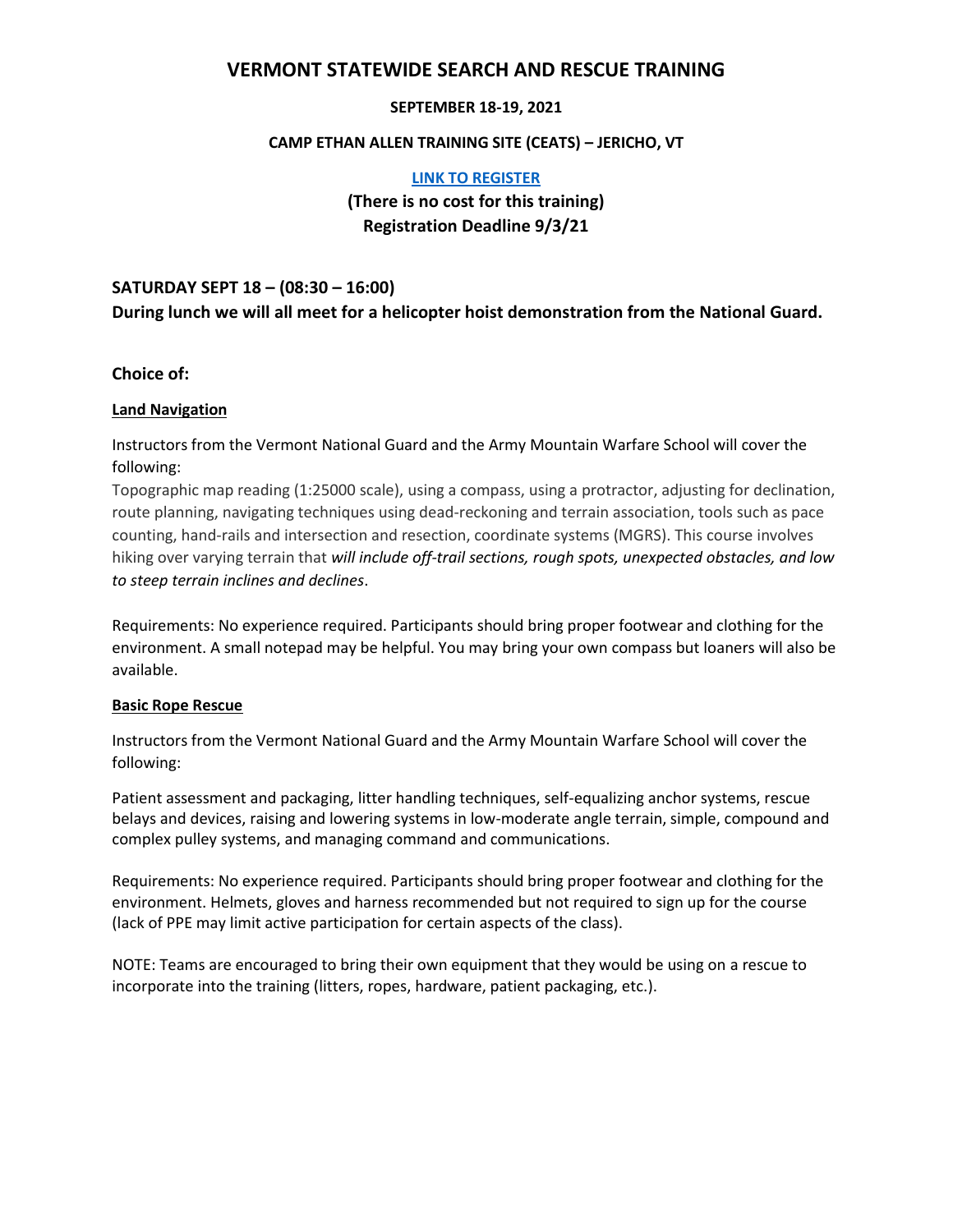# VERMONT STATEWIDE SEARCH AND RESCUE TRAINING

**SEPTEMBER 18-19, 2021**

**CAMP ETHAN ALLEN TRAINING SITE (CEATS) – JERICHO, VT**

**[LINK TO REGISTER]**

**(There is no cost for this training)**
**Registration Deadline 9/3/21**

## SATURDAY SEPT 18 – (08:30 – 16:00)

**During lunch we will all meet for a helicopter hoist demonstration from the National Guard.**

### Choice of:

**Land Navigation**

Instructors from the Vermont National Guard and the Army Mountain Warfare School will cover the following:

Topographic map reading (1:25000 scale), using a compass, using a protractor, adjusting for declination, route planning, navigating techniques using dead-reckoning and terrain association, tools such as pace counting, hand-rails and intersection and resection, coordinate systems (MGRS). This course involves hiking over varying terrain that *will include off-trail sections, rough spots, unexpected obstacles, and low to steep terrain inclines and declines*.

Requirements: No experience required. Participants should bring proper footwear and clothing for the environment. A small notepad may be helpful. You may bring your own compass but loaners will also be available.

**Basic Rope Rescue**

Instructors from the Vermont National Guard and the Army Mountain Warfare School will cover the following:

Patient assessment and packaging, litter handling techniques, self-equalizing anchor systems, rescue belays and devices, raising and lowering systems in low-moderate angle terrain, simple, compound and complex pulley systems, and managing command and communications.

Requirements: No experience required. Participants should bring proper footwear and clothing for the environment. Helmets, gloves and harness recommended but not required to sign up for the course (lack of PPE may limit active participation for certain aspects of the class).

NOTE: Teams are encouraged to bring their own equipment that they would be using on a rescue to incorporate into the training (litters, ropes, hardware, patient packaging, etc.).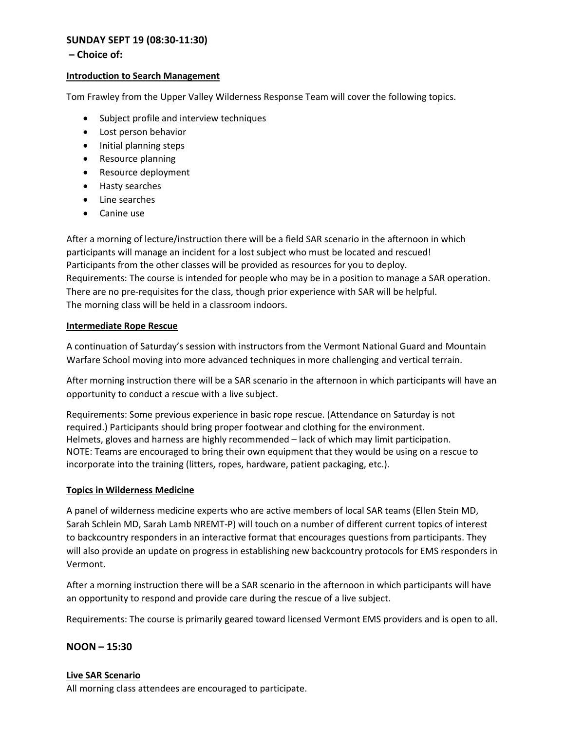## SUNDAY SEPT 19 (08:30-11:30)

### – Choice of:

**Introduction to Search Management**

Tom Frawley from the Upper Valley Wilderness Response Team will cover the following topics.

- Subject profile and interview techniques
- Lost person behavior
- Initial planning steps
- Resource planning
- Resource deployment
- Hasty searches
- Line searches
- Canine use

After a morning of lecture/instruction there will be a field SAR scenario in the afternoon in which participants will manage an incident for a lost subject who must be located and rescued!
Participants from the other classes will be provided as resources for you to deploy.
Requirements: The course is intended for people who may be in a position to manage a SAR operation.
There are no pre-requisites for the class, though prior experience with SAR will be helpful.
The morning class will be held in a classroom indoors.

**Intermediate Rope Rescue**

A continuation of Saturday's session with instructors from the Vermont National Guard and Mountain Warfare School moving into more advanced techniques in more challenging and vertical terrain.

After morning instruction there will be a SAR scenario in the afternoon in which participants will have an opportunity to conduct a rescue with a live subject.

Requirements: Some previous experience in basic rope rescue. (Attendance on Saturday is not required.) Participants should bring proper footwear and clothing for the environment.
Helmets, gloves and harness are highly recommended – lack of which may limit participation.
NOTE: Teams are encouraged to bring their own equipment that they would be using on a rescue to incorporate into the training (litters, ropes, hardware, patient packaging, etc.).

**Topics in Wilderness Medicine**

A panel of wilderness medicine experts who are active members of local SAR teams (Ellen Stein MD, Sarah Schlein MD, Sarah Lamb NREMT-P) will touch on a number of different current topics of interest to backcountry responders in an interactive format that encourages questions from participants. They will also provide an update on progress in establishing new backcountry protocols for EMS responders in Vermont.

After a morning instruction there will be a SAR scenario in the afternoon in which participants will have an opportunity to respond and provide care during the rescue of a live subject.

Requirements: The course is primarily geared toward licensed Vermont EMS providers and is open to all.

## NOON – 15:30

**Live SAR Scenario**
All morning class attendees are encouraged to participate.